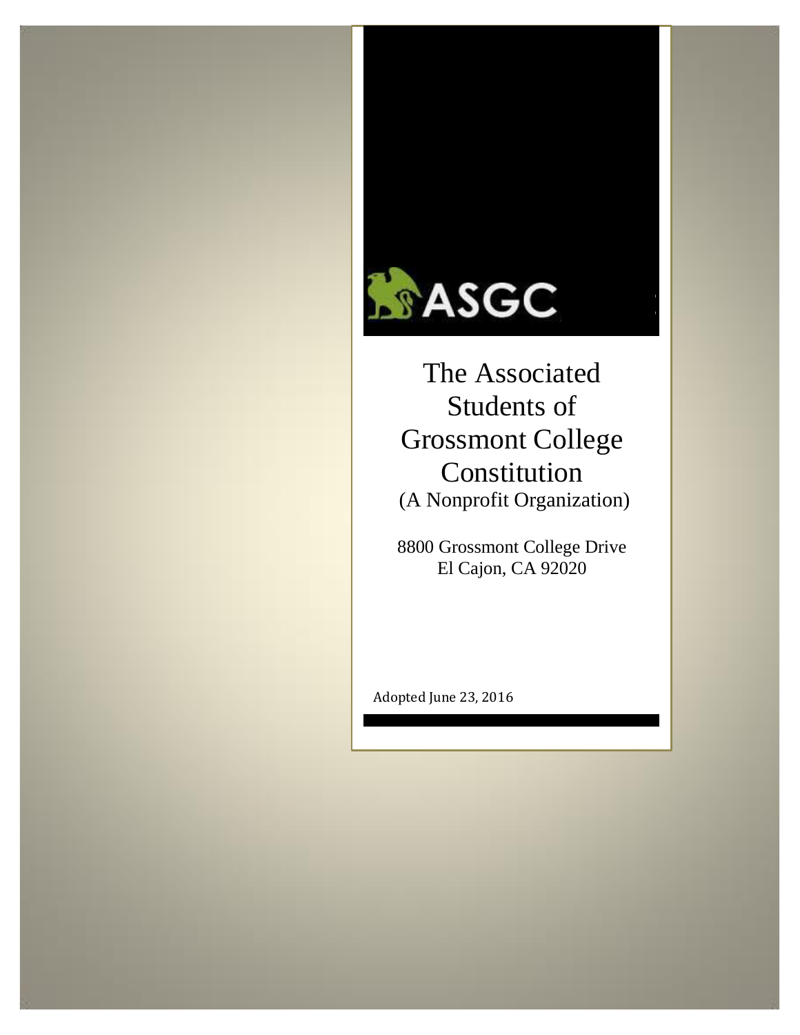ASGC

# The Associated Students of Grossmont College Constitution

(A Nonprofit Organization)

8800 Grossmont College Drive
El Cajon, CA 92020

Adopted June 23, 2016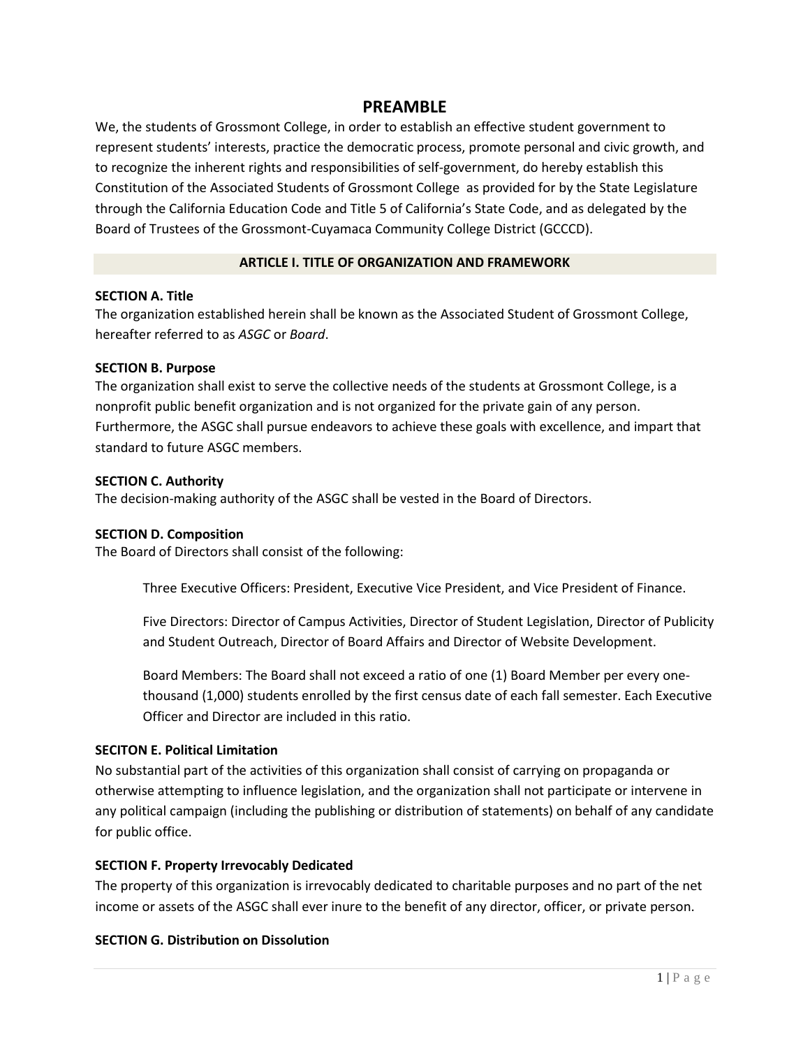# PREAMBLE

We, the students of Grossmont College, in order to establish an effective student government to represent students' interests, practice the democratic process, promote personal and civic growth, and to recognize the inherent rights and responsibilities of self-government, do hereby establish this Constitution of the Associated Students of Grossmont College as provided for by the State Legislature through the California Education Code and Title 5 of California's State Code, and as delegated by the Board of Trustees of the Grossmont-Cuyamaca Community College District (GCCCD).

## ARTICLE I. TITLE OF ORGANIZATION AND FRAMEWORK

**SECTION A. Title**

The organization established herein shall be known as the Associated Student of Grossmont College, hereafter referred to as *ASGC* or *Board*.

**SECTION B. Purpose**

The organization shall exist to serve the collective needs of the students at Grossmont College, is a nonprofit public benefit organization and is not organized for the private gain of any person. Furthermore, the ASGC shall pursue endeavors to achieve these goals with excellence, and impart that standard to future ASGC members.

**SECTION C. Authority**

The decision-making authority of the ASGC shall be vested in the Board of Directors.

**SECTION D. Composition**

The Board of Directors shall consist of the following:

> Three Executive Officers: President, Executive Vice President, and Vice President of Finance.
>
> Five Directors: Director of Campus Activities, Director of Student Legislation, Director of Publicity and Student Outreach, Director of Board Affairs and Director of Website Development.
>
> Board Members: The Board shall not exceed a ratio of one (1) Board Member per every one-thousand (1,000) students enrolled by the first census date of each fall semester. Each Executive Officer and Director are included in this ratio.

**SECITON E. Political Limitation**

No substantial part of the activities of this organization shall consist of carrying on propaganda or otherwise attempting to influence legislation, and the organization shall not participate or intervene in any political campaign (including the publishing or distribution of statements) on behalf of any candidate for public office.

**SECTION F. Property Irrevocably Dedicated**

The property of this organization is irrevocably dedicated to charitable purposes and no part of the net income or assets of the ASGC shall ever inure to the benefit of any director, officer, or private person.

**SECTION G. Distribution on Dissolution**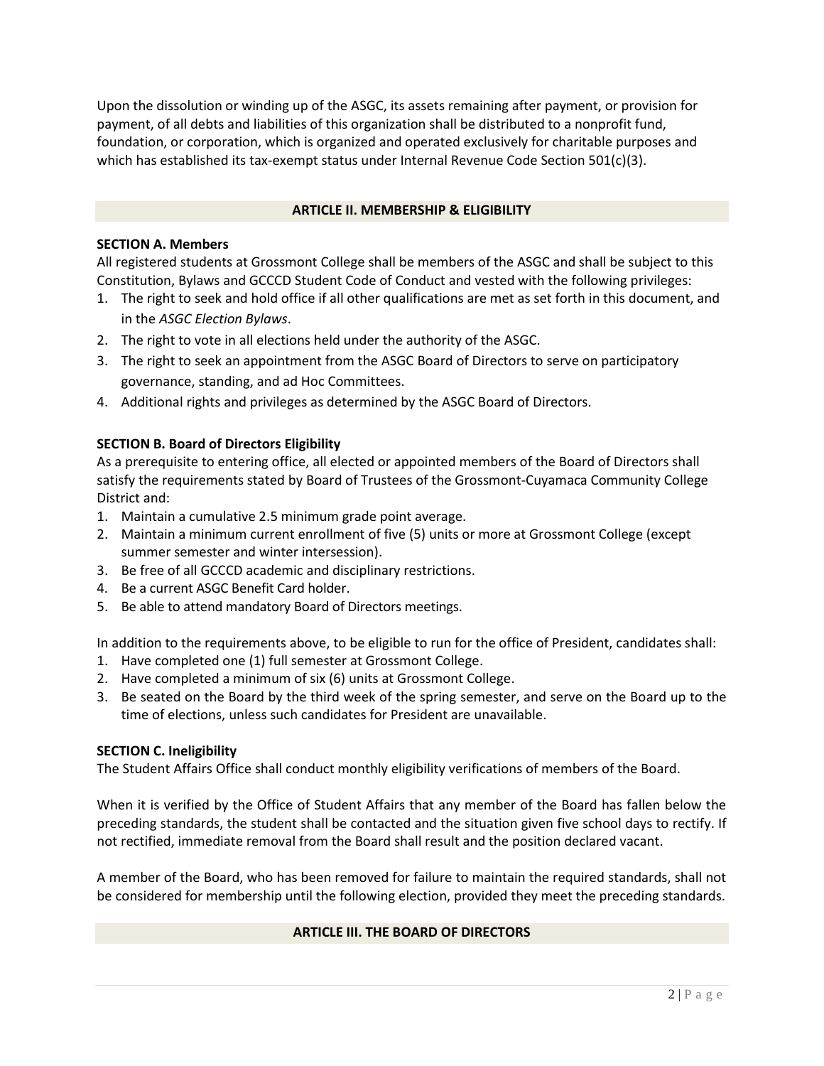Upon the dissolution or winding up of the ASGC, its assets remaining after payment, or provision for payment, of all debts and liabilities of this organization shall be distributed to a nonprofit fund, foundation, or corporation, which is organized and operated exclusively for charitable purposes and which has established its tax-exempt status under Internal Revenue Code Section 501(c)(3).

## ARTICLE II. MEMBERSHIP & ELIGIBILITY

**SECTION A. Members**

All registered students at Grossmont College shall be members of the ASGC and shall be subject to this Constitution, Bylaws and GCCCD Student Code of Conduct and vested with the following privileges:

1. The right to seek and hold office if all other qualifications are met as set forth in this document, and in the *ASGC Election Bylaws*.
2. The right to vote in all elections held under the authority of the ASGC.
3. The right to seek an appointment from the ASGC Board of Directors to serve on participatory governance, standing, and ad Hoc Committees.
4. Additional rights and privileges as determined by the ASGC Board of Directors.

**SECTION B. Board of Directors Eligibility**

As a prerequisite to entering office, all elected or appointed members of the Board of Directors shall satisfy the requirements stated by Board of Trustees of the Grossmont-Cuyamaca Community College District and:

1. Maintain a cumulative 2.5 minimum grade point average.
2. Maintain a minimum current enrollment of five (5) units or more at Grossmont College (except summer semester and winter intersession).
3. Be free of all GCCCD academic and disciplinary restrictions.
4. Be a current ASGC Benefit Card holder.
5. Be able to attend mandatory Board of Directors meetings.

In addition to the requirements above, to be eligible to run for the office of President, candidates shall:

1. Have completed one (1) full semester at Grossmont College.
2. Have completed a minimum of six (6) units at Grossmont College.
3. Be seated on the Board by the third week of the spring semester, and serve on the Board up to the time of elections, unless such candidates for President are unavailable.

**SECTION C. Ineligibility**

The Student Affairs Office shall conduct monthly eligibility verifications of members of the Board.

When it is verified by the Office of Student Affairs that any member of the Board has fallen below the preceding standards, the student shall be contacted and the situation given five school days to rectify. If not rectified, immediate removal from the Board shall result and the position declared vacant.

A member of the Board, who has been removed for failure to maintain the required standards, shall not be considered for membership until the following election, provided they meet the preceding standards.

## ARTICLE III. THE BOARD OF DIRECTORS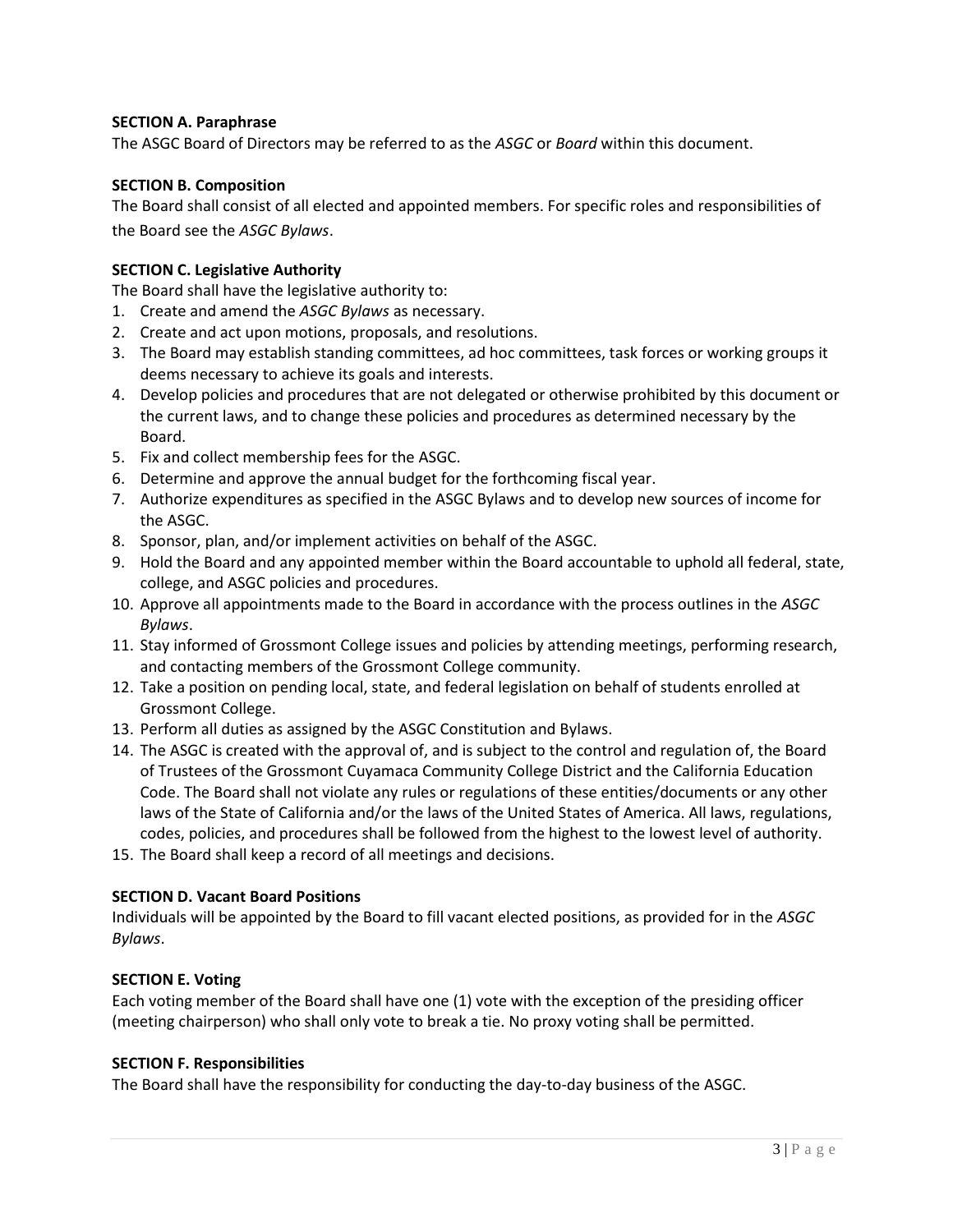**SECTION A. Paraphrase**

The ASGC Board of Directors may be referred to as the *ASGC* or *Board* within this document.

**SECTION B. Composition**

The Board shall consist of all elected and appointed members. For specific roles and responsibilities of the Board see the *ASGC Bylaws*.

**SECTION C. Legislative Authority**

The Board shall have the legislative authority to:

1. Create and amend the *ASGC Bylaws* as necessary.
2. Create and act upon motions, proposals, and resolutions.
3. The Board may establish standing committees, ad hoc committees, task forces or working groups it deems necessary to achieve its goals and interests.
4. Develop policies and procedures that are not delegated or otherwise prohibited by this document or the current laws, and to change these policies and procedures as determined necessary by the Board.
5. Fix and collect membership fees for the ASGC.
6. Determine and approve the annual budget for the forthcoming fiscal year.
7. Authorize expenditures as specified in the ASGC Bylaws and to develop new sources of income for the ASGC.
8. Sponsor, plan, and/or implement activities on behalf of the ASGC.
9. Hold the Board and any appointed member within the Board accountable to uphold all federal, state, college, and ASGC policies and procedures.
10. Approve all appointments made to the Board in accordance with the process outlines in the *ASGC Bylaws*.
11. Stay informed of Grossmont College issues and policies by attending meetings, performing research, and contacting members of the Grossmont College community.
12. Take a position on pending local, state, and federal legislation on behalf of students enrolled at Grossmont College.
13. Perform all duties as assigned by the ASGC Constitution and Bylaws.
14. The ASGC is created with the approval of, and is subject to the control and regulation of, the Board of Trustees of the Grossmont Cuyamaca Community College District and the California Education Code. The Board shall not violate any rules or regulations of these entities/documents or any other laws of the State of California and/or the laws of the United States of America. All laws, regulations, codes, policies, and procedures shall be followed from the highest to the lowest level of authority.
15. The Board shall keep a record of all meetings and decisions.

**SECTION D. Vacant Board Positions**

Individuals will be appointed by the Board to fill vacant elected positions, as provided for in the *ASGC Bylaws*.

**SECTION E. Voting**

Each voting member of the Board shall have one (1) vote with the exception of the presiding officer (meeting chairperson) who shall only vote to break a tie. No proxy voting shall be permitted.

**SECTION F. Responsibilities**

The Board shall have the responsibility for conducting the day-to-day business of the ASGC.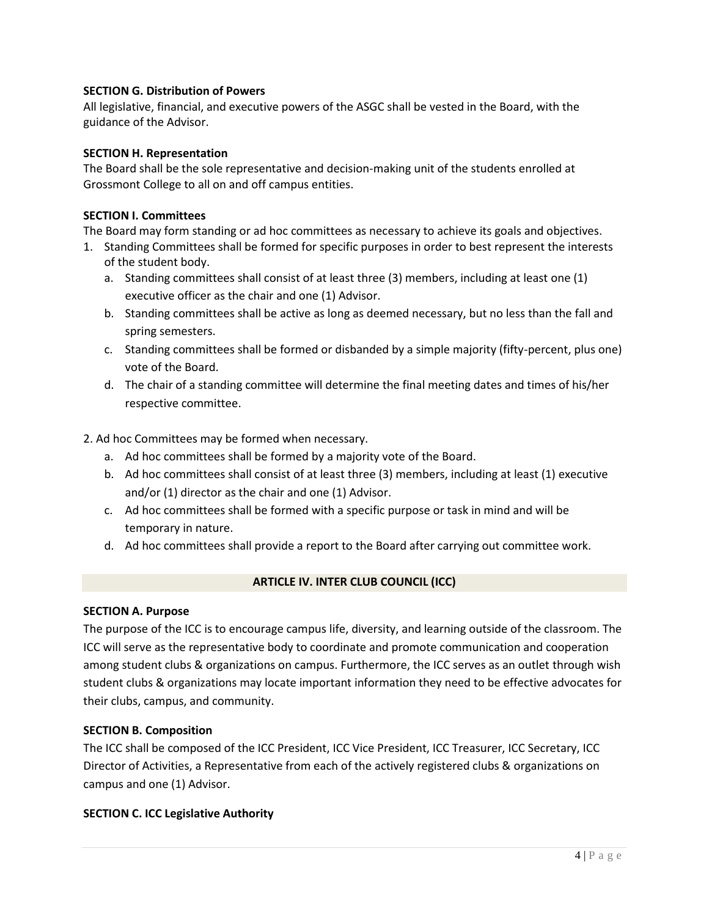**SECTION G. Distribution of Powers**

All legislative, financial, and executive powers of the ASGC shall be vested in the Board, with the guidance of the Advisor.

**SECTION H. Representation**

The Board shall be the sole representative and decision-making unit of the students enrolled at Grossmont College to all on and off campus entities.

**SECTION I. Committees**

The Board may form standing or ad hoc committees as necessary to achieve its goals and objectives.

1. Standing Committees shall be formed for specific purposes in order to best represent the interests of the student body.
   a. Standing committees shall consist of at least three (3) members, including at least one (1) executive officer as the chair and one (1) Advisor.
   b. Standing committees shall be active as long as deemed necessary, but no less than the fall and spring semesters.
   c. Standing committees shall be formed or disbanded by a simple majority (fifty-percent, plus one) vote of the Board.
   d. The chair of a standing committee will determine the final meeting dates and times of his/her respective committee.

2. Ad hoc Committees may be formed when necessary.
   a. Ad hoc committees shall be formed by a majority vote of the Board.
   b. Ad hoc committees shall consist of at least three (3) members, including at least (1) executive and/or (1) director as the chair and one (1) Advisor.
   c. Ad hoc committees shall be formed with a specific purpose or task in mind and will be temporary in nature.
   d. Ad hoc committees shall provide a report to the Board after carrying out committee work.

## ARTICLE IV. INTER CLUB COUNCIL (ICC)

**SECTION A. Purpose**

The purpose of the ICC is to encourage campus life, diversity, and learning outside of the classroom. The ICC will serve as the representative body to coordinate and promote communication and cooperation among student clubs & organizations on campus. Furthermore, the ICC serves as an outlet through wish student clubs & organizations may locate important information they need to be effective advocates for their clubs, campus, and community.

**SECTION B. Composition**

The ICC shall be composed of the ICC President, ICC Vice President, ICC Treasurer, ICC Secretary, ICC Director of Activities, a Representative from each of the actively registered clubs & organizations on campus and one (1) Advisor.

**SECTION C. ICC Legislative Authority**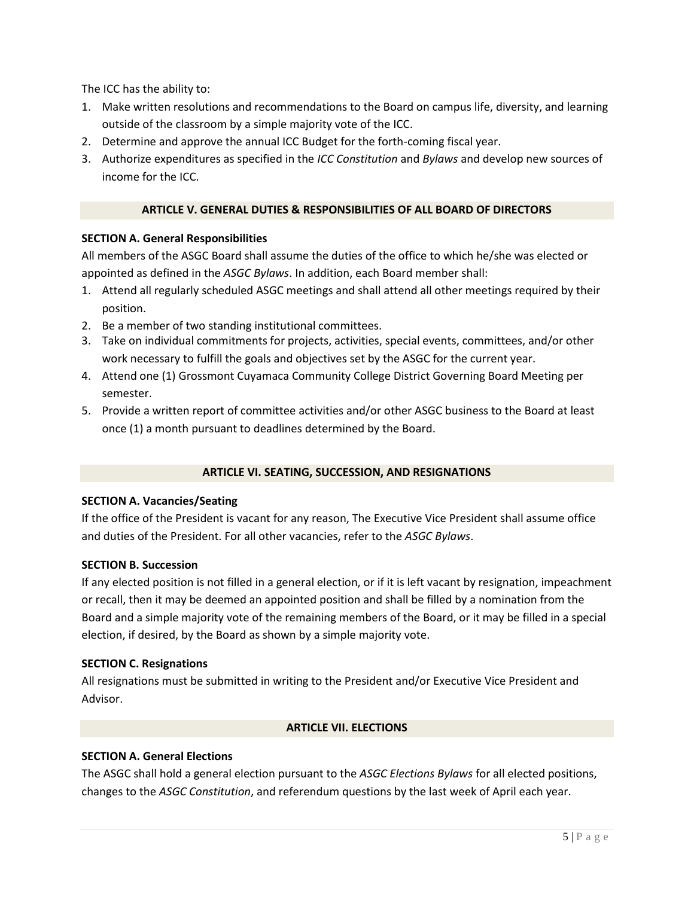The ICC has the ability to:

1. Make written resolutions and recommendations to the Board on campus life, diversity, and learning outside of the classroom by a simple majority vote of the ICC.
2. Determine and approve the annual ICC Budget for the forth-coming fiscal year.
3. Authorize expenditures as specified in the *ICC Constitution* and *Bylaws* and develop new sources of income for the ICC.

## ARTICLE V. GENERAL DUTIES & RESPONSIBILITIES OF ALL BOARD OF DIRECTORS

### SECTION A. General Responsibilities

All members of the ASGC Board shall assume the duties of the office to which he/she was elected or appointed as defined in the *ASGC Bylaws*. In addition, each Board member shall:

1. Attend all regularly scheduled ASGC meetings and shall attend all other meetings required by their position.
2. Be a member of two standing institutional committees.
3. Take on individual commitments for projects, activities, special events, committees, and/or other work necessary to fulfill the goals and objectives set by the ASGC for the current year.
4. Attend one (1) Grossmont Cuyamaca Community College District Governing Board Meeting per semester.
5. Provide a written report of committee activities and/or other ASGC business to the Board at least once (1) a month pursuant to deadlines determined by the Board.

## ARTICLE VI. SEATING, SUCCESSION, AND RESIGNATIONS

### SECTION A. Vacancies/Seating

If the office of the President is vacant for any reason, The Executive Vice President shall assume office and duties of the President. For all other vacancies, refer to the *ASGC Bylaws*.

### SECTION B. Succession

If any elected position is not filled in a general election, or if it is left vacant by resignation, impeachment or recall, then it may be deemed an appointed position and shall be filled by a nomination from the Board and a simple majority vote of the remaining members of the Board, or it may be filled in a special election, if desired, by the Board as shown by a simple majority vote.

### SECTION C. Resignations

All resignations must be submitted in writing to the President and/or Executive Vice President and Advisor.

## ARTICLE VII. ELECTIONS

### SECTION A. General Elections

The ASGC shall hold a general election pursuant to the *ASGC Elections Bylaws* for all elected positions, changes to the *ASGC Constitution*, and referendum questions by the last week of April each year.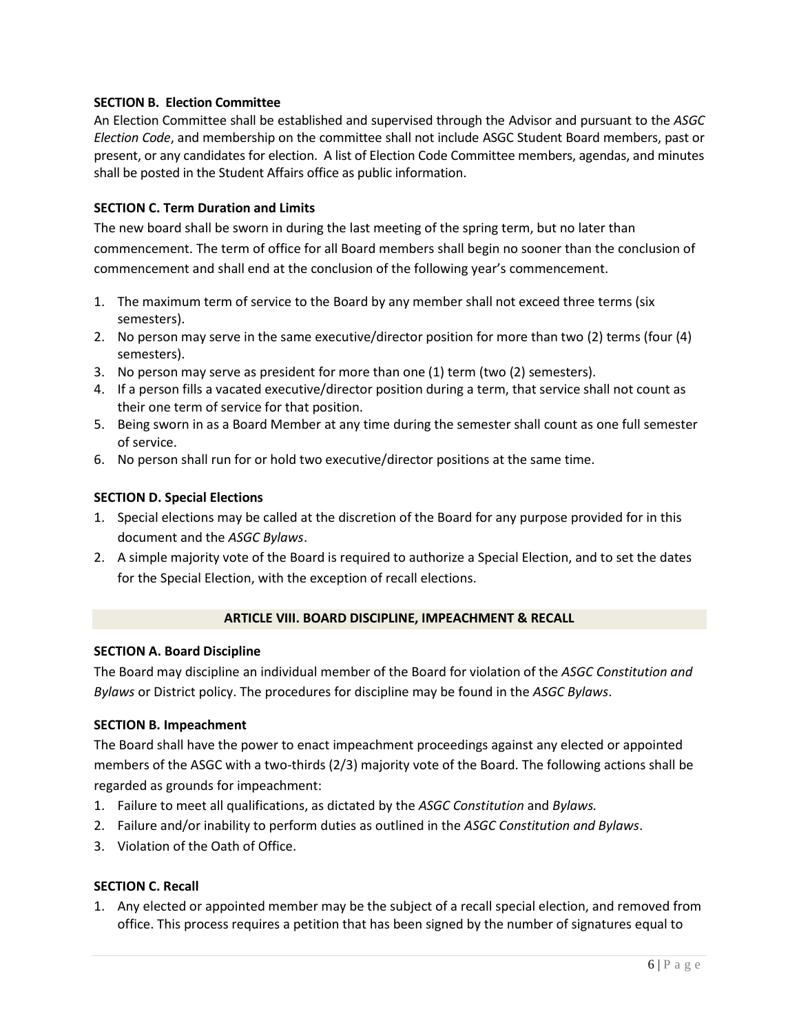**SECTION B. Election Committee**

An Election Committee shall be established and supervised through the Advisor and pursuant to the *ASGC Election Code*, and membership on the committee shall not include ASGC Student Board members, past or present, or any candidates for election. A list of Election Code Committee members, agendas, and minutes shall be posted in the Student Affairs office as public information.

**SECTION C. Term Duration and Limits**

The new board shall be sworn in during the last meeting of the spring term, but no later than commencement. The term of office for all Board members shall begin no sooner than the conclusion of commencement and shall end at the conclusion of the following year's commencement.

1. The maximum term of service to the Board by any member shall not exceed three terms (six semesters).
2. No person may serve in the same executive/director position for more than two (2) terms (four (4) semesters).
3. No person may serve as president for more than one (1) term (two (2) semesters).
4. If a person fills a vacated executive/director position during a term, that service shall not count as their one term of service for that position.
5. Being sworn in as a Board Member at any time during the semester shall count as one full semester of service.
6. No person shall run for or hold two executive/director positions at the same time.

**SECTION D. Special Elections**

1. Special elections may be called at the discretion of the Board for any purpose provided for in this document and the *ASGC Bylaws*.
2. A simple majority vote of the Board is required to authorize a Special Election, and to set the dates for the Special Election, with the exception of recall elections.

## ARTICLE VIII. BOARD DISCIPLINE, IMPEACHMENT & RECALL

**SECTION A. Board Discipline**

The Board may discipline an individual member of the Board for violation of the *ASGC Constitution and Bylaws* or District policy. The procedures for discipline may be found in the *ASGC Bylaws*.

**SECTION B. Impeachment**

The Board shall have the power to enact impeachment proceedings against any elected or appointed members of the ASGC with a two-thirds (2/3) majority vote of the Board. The following actions shall be regarded as grounds for impeachment:

1. Failure to meet all qualifications, as dictated by the *ASGC Constitution* and *Bylaws.*
2. Failure and/or inability to perform duties as outlined in the *ASGC Constitution and Bylaws*.
3. Violation of the Oath of Office.

**SECTION C. Recall**

1. Any elected or appointed member may be the subject of a recall special election, and removed from office. This process requires a petition that has been signed by the number of signatures equal to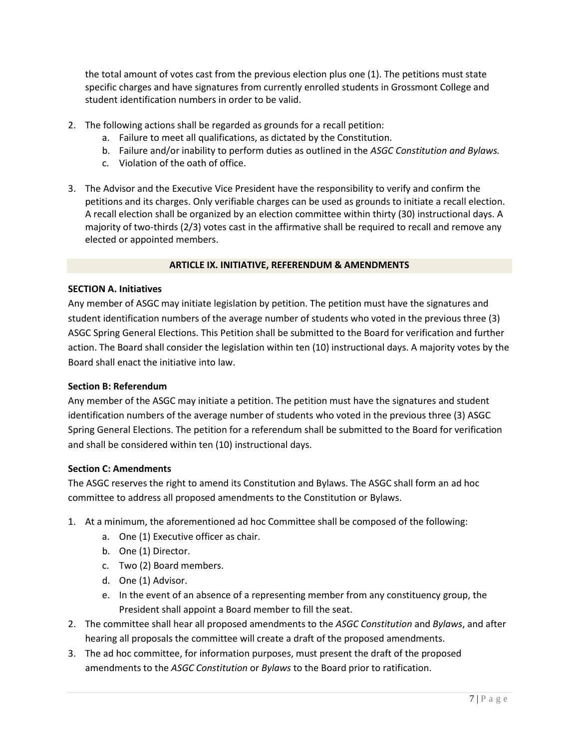the total amount of votes cast from the previous election plus one (1). The petitions must state specific charges and have signatures from currently enrolled students in Grossmont College and student identification numbers in order to be valid.

2. The following actions shall be regarded as grounds for a recall petition:
   a. Failure to meet all qualifications, as dictated by the Constitution.
   b. Failure and/or inability to perform duties as outlined in the *ASGC Constitution and Bylaws.*
   c. Violation of the oath of office.

3. The Advisor and the Executive Vice President have the responsibility to verify and confirm the petitions and its charges. Only verifiable charges can be used as grounds to initiate a recall election. A recall election shall be organized by an election committee within thirty (30) instructional days. A majority of two-thirds (2/3) votes cast in the affirmative shall be required to recall and remove any elected or appointed members.

## ARTICLE IX. INITIATIVE, REFERENDUM & AMENDMENTS

**SECTION A. Initiatives**

Any member of ASGC may initiate legislation by petition. The petition must have the signatures and student identification numbers of the average number of students who voted in the previous three (3) ASGC Spring General Elections. This Petition shall be submitted to the Board for verification and further action. The Board shall consider the legislation within ten (10) instructional days. A majority votes by the Board shall enact the initiative into law.

**Section B: Referendum**

Any member of the ASGC may initiate a petition. The petition must have the signatures and student identification numbers of the average number of students who voted in the previous three (3) ASGC Spring General Elections. The petition for a referendum shall be submitted to the Board for verification and shall be considered within ten (10) instructional days.

**Section C: Amendments**

The ASGC reserves the right to amend its Constitution and Bylaws. The ASGC shall form an ad hoc committee to address all proposed amendments to the Constitution or Bylaws.

1. At a minimum, the aforementioned ad hoc Committee shall be composed of the following:
   a. One (1) Executive officer as chair.
   b. One (1) Director.
   c. Two (2) Board members.
   d. One (1) Advisor.
   e. In the event of an absence of a representing member from any constituency group, the President shall appoint a Board member to fill the seat.
2. The committee shall hear all proposed amendments to the *ASGC Constitution* and *Bylaws*, and after hearing all proposals the committee will create a draft of the proposed amendments.
3. The ad hoc committee, for information purposes, must present the draft of the proposed amendments to the *ASGC Constitution* or *Bylaws* to the Board prior to ratification.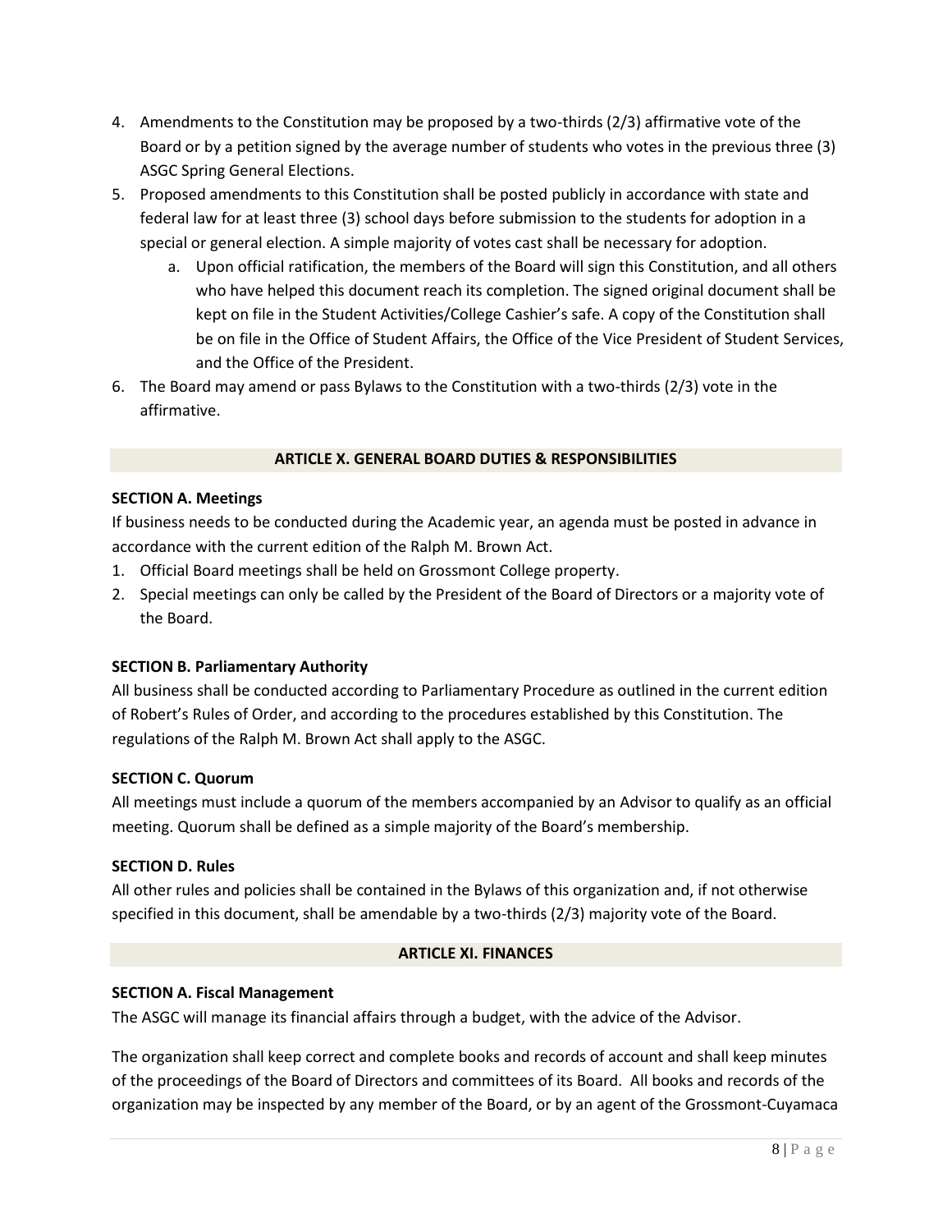4. Amendments to the Constitution may be proposed by a two-thirds (2/3) affirmative vote of the Board or by a petition signed by the average number of students who votes in the previous three (3) ASGC Spring General Elections.
5. Proposed amendments to this Constitution shall be posted publicly in accordance with state and federal law for at least three (3) school days before submission to the students for adoption in a special or general election. A simple majority of votes cast shall be necessary for adoption.
   a. Upon official ratification, the members of the Board will sign this Constitution, and all others who have helped this document reach its completion. The signed original document shall be kept on file in the Student Activities/College Cashier's safe. A copy of the Constitution shall be on file in the Office of Student Affairs, the Office of the Vice President of Student Services, and the Office of the President.
6. The Board may amend or pass Bylaws to the Constitution with a two-thirds (2/3) vote in the affirmative.

## ARTICLE X. GENERAL BOARD DUTIES & RESPONSIBILITIES

**SECTION A. Meetings**

If business needs to be conducted during the Academic year, an agenda must be posted in advance in accordance with the current edition of the Ralph M. Brown Act.

1. Official Board meetings shall be held on Grossmont College property.
2. Special meetings can only be called by the President of the Board of Directors or a majority vote of the Board.

**SECTION B. Parliamentary Authority**

All business shall be conducted according to Parliamentary Procedure as outlined in the current edition of Robert's Rules of Order, and according to the procedures established by this Constitution. The regulations of the Ralph M. Brown Act shall apply to the ASGC.

**SECTION C. Quorum**

All meetings must include a quorum of the members accompanied by an Advisor to qualify as an official meeting. Quorum shall be defined as a simple majority of the Board's membership.

**SECTION D. Rules**

All other rules and policies shall be contained in the Bylaws of this organization and, if not otherwise specified in this document, shall be amendable by a two-thirds (2/3) majority vote of the Board.

## ARTICLE XI. FINANCES

**SECTION A. Fiscal Management**

The ASGC will manage its financial affairs through a budget, with the advice of the Advisor.

The organization shall keep correct and complete books and records of account and shall keep minutes of the proceedings of the Board of Directors and committees of its Board. All books and records of the organization may be inspected by any member of the Board, or by an agent of the Grossmont-Cuyamaca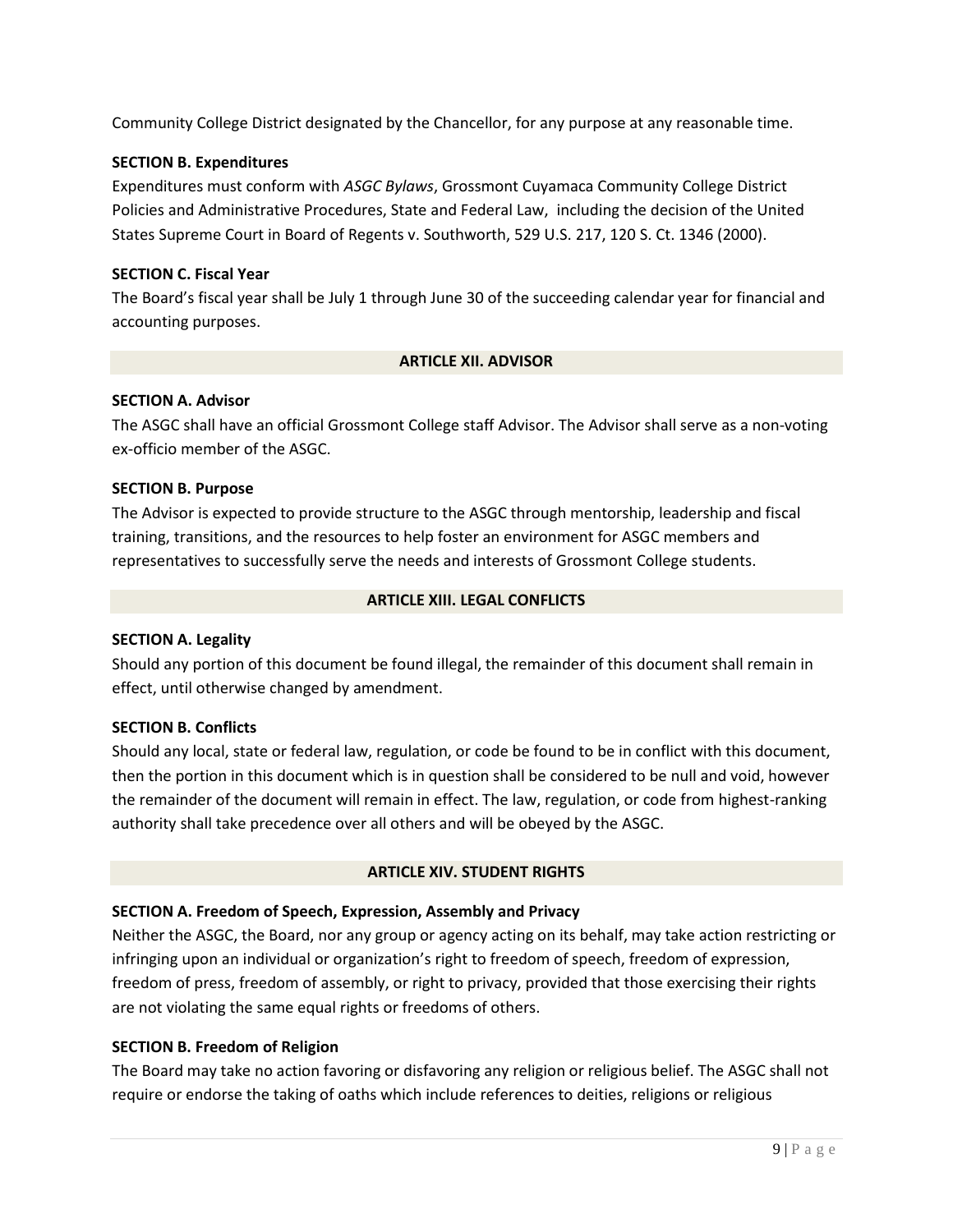Community College District designated by the Chancellor, for any purpose at any reasonable time.

**SECTION B. Expenditures**

Expenditures must conform with *ASGC Bylaws*, Grossmont Cuyamaca Community College District Policies and Administrative Procedures, State and Federal Law, including the decision of the United States Supreme Court in Board of Regents v. Southworth, 529 U.S. 217, 120 S. Ct. 1346 (2000).

**SECTION C. Fiscal Year**

The Board's fiscal year shall be July 1 through June 30 of the succeeding calendar year for financial and accounting purposes.

## ARTICLE XII. ADVISOR

**SECTION A. Advisor**

The ASGC shall have an official Grossmont College staff Advisor. The Advisor shall serve as a non-voting ex-officio member of the ASGC.

**SECTION B. Purpose**

The Advisor is expected to provide structure to the ASGC through mentorship, leadership and fiscal training, transitions, and the resources to help foster an environment for ASGC members and representatives to successfully serve the needs and interests of Grossmont College students.

## ARTICLE XIII. LEGAL CONFLICTS

**SECTION A. Legality**

Should any portion of this document be found illegal, the remainder of this document shall remain in effect, until otherwise changed by amendment.

**SECTION B. Conflicts**

Should any local, state or federal law, regulation, or code be found to be in conflict with this document, then the portion in this document which is in question shall be considered to be null and void, however the remainder of the document will remain in effect. The law, regulation, or code from highest-ranking authority shall take precedence over all others and will be obeyed by the ASGC.

## ARTICLE XIV. STUDENT RIGHTS

**SECTION A. Freedom of Speech, Expression, Assembly and Privacy**

Neither the ASGC, the Board, nor any group or agency acting on its behalf, may take action restricting or infringing upon an individual or organization's right to freedom of speech, freedom of expression, freedom of press, freedom of assembly, or right to privacy, provided that those exercising their rights are not violating the same equal rights or freedoms of others.

**SECTION B. Freedom of Religion**

The Board may take no action favoring or disfavoring any religion or religious belief. The ASGC shall not require or endorse the taking of oaths which include references to deities, religions or religious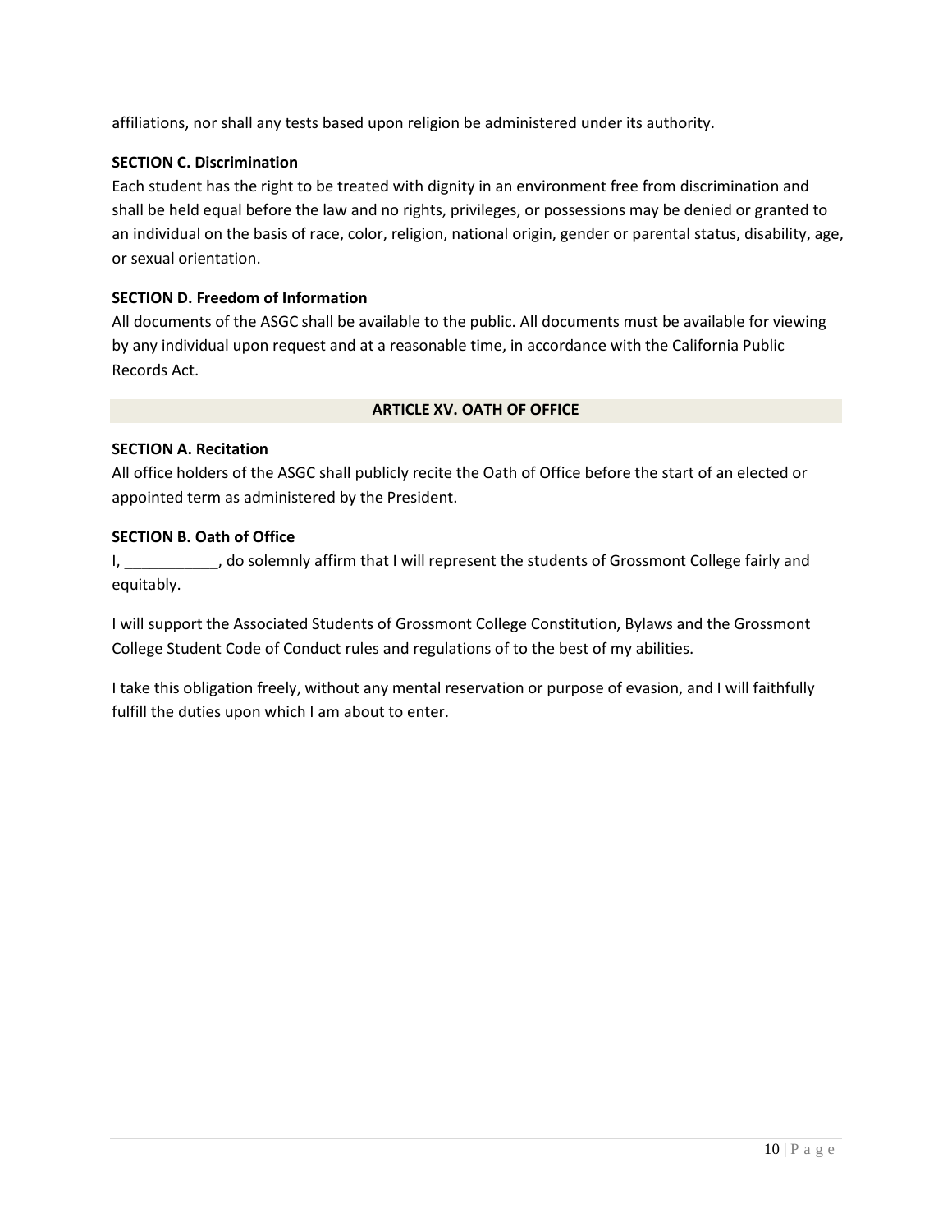affiliations, nor shall any tests based upon religion be administered under its authority.

**SECTION C. Discrimination**

Each student has the right to be treated with dignity in an environment free from discrimination and shall be held equal before the law and no rights, privileges, or possessions may be denied or granted to an individual on the basis of race, color, religion, national origin, gender or parental status, disability, age, or sexual orientation.

**SECTION D. Freedom of Information**

All documents of the ASGC shall be available to the public. All documents must be available for viewing by any individual upon request and at a reasonable time, in accordance with the California Public Records Act.

## ARTICLE XV. OATH OF OFFICE

**SECTION A. Recitation**

All office holders of the ASGC shall publicly recite the Oath of Office before the start of an elected or appointed term as administered by the President.

**SECTION B. Oath of Office**

I, ___________, do solemnly affirm that I will represent the students of Grossmont College fairly and equitably.

I will support the Associated Students of Grossmont College Constitution, Bylaws and the Grossmont College Student Code of Conduct rules and regulations of to the best of my abilities.

I take this obligation freely, without any mental reservation or purpose of evasion, and I will faithfully fulfill the duties upon which I am about to enter.